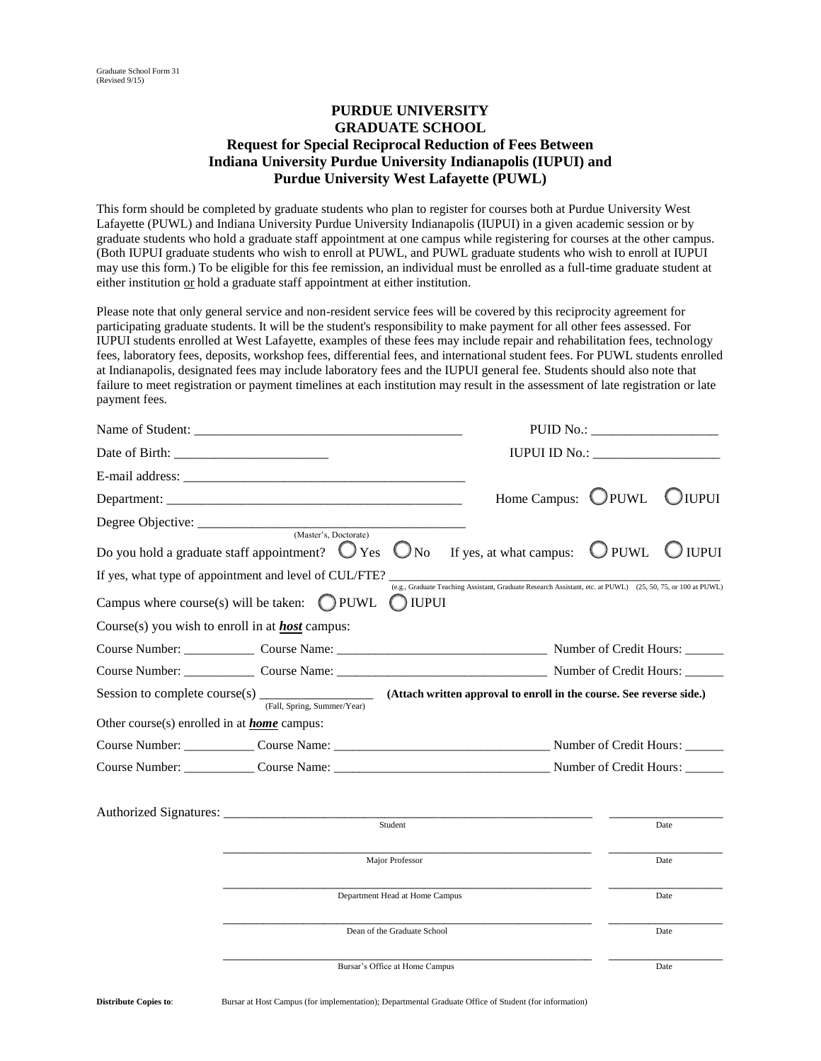Graduate School Form 31
(Revised 9/15)

# PURDUE UNIVERSITY
# GRADUATE SCHOOL
## Request for Special Reciprocal Reduction of Fees Between Indiana University Purdue University Indianapolis (IUPUI) and Purdue University West Lafayette (PUWL)

This form should be completed by graduate students who plan to register for courses both at Purdue University West Lafayette (PUWL) and Indiana University Purdue University Indianapolis (IUPUI) in a given academic session or by graduate students who hold a graduate staff appointment at one campus while registering for courses at the other campus. (Both IUPUI graduate students who wish to enroll at PUWL, and PUWL graduate students who wish to enroll at IUPUI may use this form.) To be eligible for this fee remission, an individual must be enrolled as a full-time graduate student at either institution or hold a graduate staff appointment at either institution.

Please note that only general service and non-resident service fees will be covered by this reciprocity agreement for participating graduate students. It will be the student's responsibility to make payment for all other fees assessed. For IUPUI students enrolled at West Lafayette, examples of these fees may include repair and rehabilitation fees, technology fees, laboratory fees, deposits, workshop fees, differential fees, and international student fees. For PUWL students enrolled at Indianapolis, designated fees may include laboratory fees and the IUPUI general fee. Students should also note that failure to meet registration or payment timelines at each institution may result in the assessment of late registration or late payment fees.

Name of Student: ________________________________________ PUID No.: ___________________

Date of Birth: _______________________ IUPUI ID No.: ___________________

E-mail address: __________________________________________

Department: _____________________________________________ Home Campus: ◯ PUWL ◯ IUPUI

Degree Objective: ________________________________________
(Master's, Doctorate)

Do you hold a graduate staff appointment? ◯ Yes ◯ No If yes, at what campus: ◯ PUWL ◯ IUPUI

If yes, what type of appointment and level of CUL/FTE? _____________________________________________
(e.g., Graduate Teaching Assistant, Graduate Research Assistant, etc. at PUWL) (25, 50, 75, or 100 at PUWL)

Campus where course(s) will be taken: ◯ PUWL ◯ IUPUI

Course(s) you wish to enroll in at ***host*** campus:

Course Number: ___________ Course Name: ________________________________ Number of Credit Hours: ______

Course Number: ___________ Course Name: ________________________________ Number of Credit Hours: ______

Session to complete course(s) _________________ **(Attach written approval to enroll in the course. See reverse side.)**
(Fall, Spring, Summer/Year)

Other course(s) enrolled in at ***home*** campus:

Course Number: ___________ Course Name: ________________________________ Number of Credit Hours: ______

Course Number: ___________ Course Name: ________________________________ Number of Credit Hours: ______

Authorized Signatures: ____________________________________________________ __________________
Student Date

____________________________________________________ __________________
Major Professor Date

____________________________________________________ __________________
Department Head at Home Campus Date

____________________________________________________ __________________
Dean of the Graduate School Date

____________________________________________________ __________________
Bursar's Office at Home Campus Date

**Distribute Copies to**: Bursar at Host Campus (for implementation); Departmental Graduate Office of Student (for information)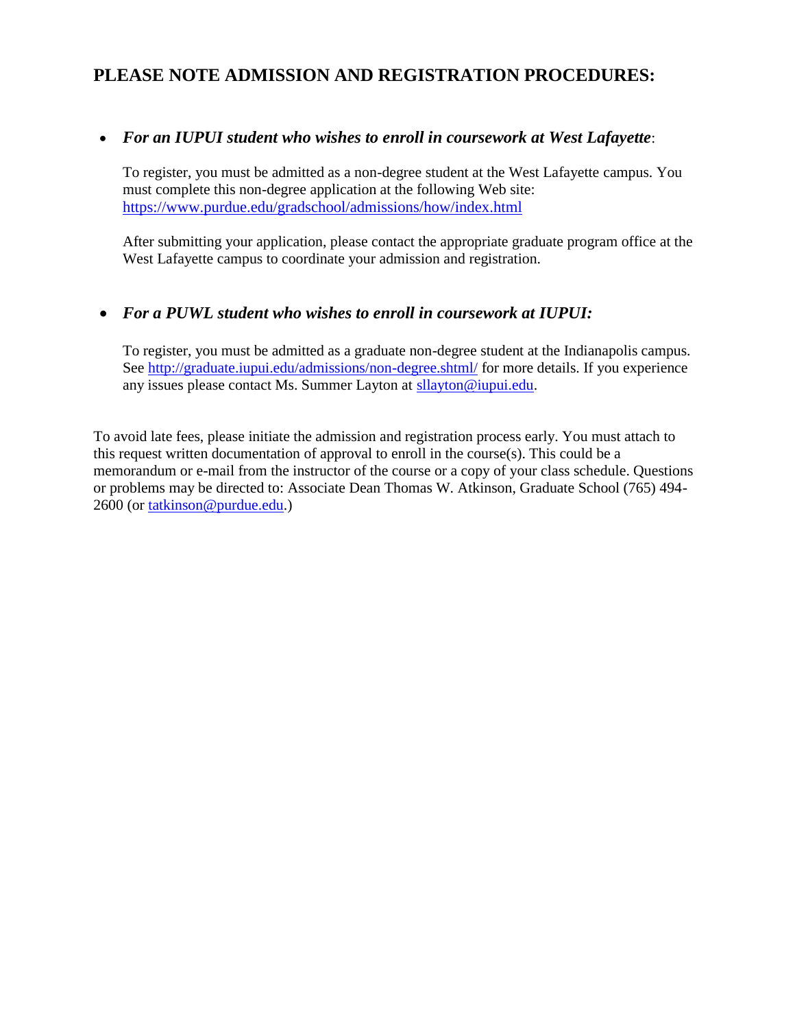## PLEASE NOTE ADMISSION AND REGISTRATION PROCEDURES:

- ***For an IUPUI student who wishes to enroll in coursework at West Lafayette***:

  To register, you must be admitted as a non-degree student at the West Lafayette campus. You must complete this non-degree application at the following Web site: https://www.purdue.edu/gradschool/admissions/how/index.html

  After submitting your application, please contact the appropriate graduate program office at the West Lafayette campus to coordinate your admission and registration.

- ***For a PUWL student who wishes to enroll in coursework at IUPUI:***

  To register, you must be admitted as a graduate non-degree student at the Indianapolis campus. See http://graduate.iupui.edu/admissions/non-degree.shtml/ for more details. If you experience any issues please contact Ms. Summer Layton at sllayton@iupui.edu.

To avoid late fees, please initiate the admission and registration process early. You must attach to this request written documentation of approval to enroll in the course(s). This could be a memorandum or e-mail from the instructor of the course or a copy of your class schedule. Questions or problems may be directed to: Associate Dean Thomas W. Atkinson, Graduate School (765) 494-2600 (or tatkinson@purdue.edu.)